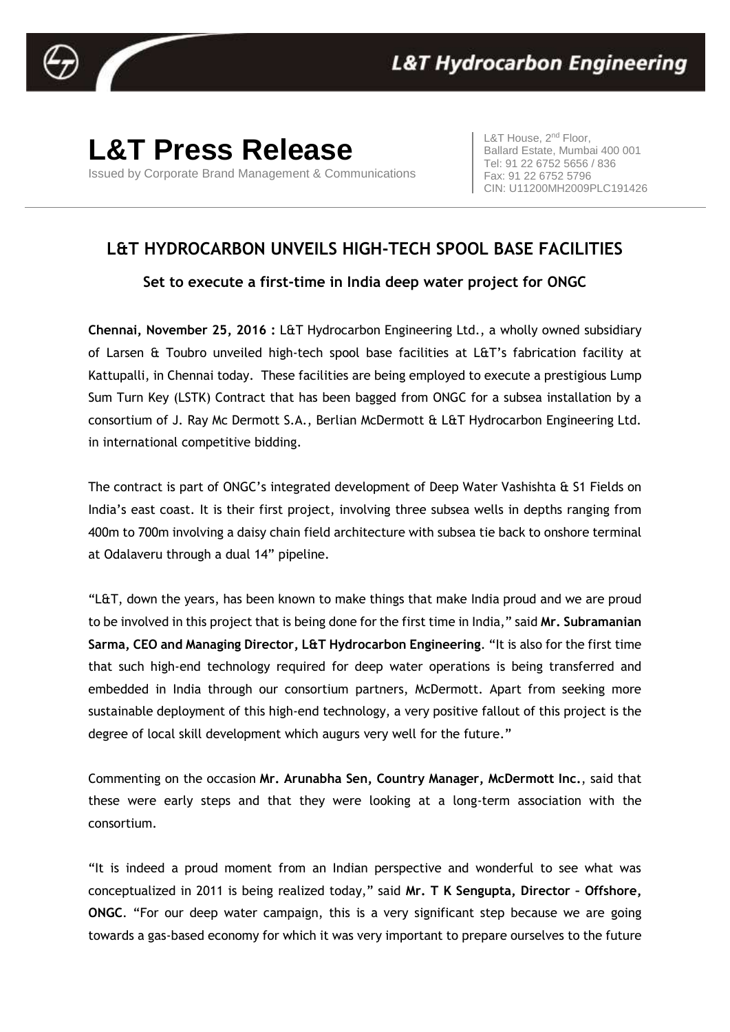L&T Hydrocarbon Engineering

# L&T Press Release

Issued by Corporate Brand Management & Communications

L&T House, 2nd Floor,
Ballard Estate, Mumbai 400 001
Tel: 91 22 6752 5656 / 836
Fax: 91 22 6752 5796
CIN: U11200MH2009PLC191426

## L&T HYDROCARBON UNVEILS HIGH-TECH SPOOL BASE FACILITIES

### Set to execute a first-time in India deep water project for ONGC

**Chennai, November 25, 2016 :** L&T Hydrocarbon Engineering Ltd., a wholly owned subsidiary of Larsen & Toubro unveiled high-tech spool base facilities at L&T's fabrication facility at Kattupalli, in Chennai today. These facilities are being employed to execute a prestigious Lump Sum Turn Key (LSTK) Contract that has been bagged from ONGC for a subsea installation by a consortium of J. Ray Mc Dermott S.A., Berlian McDermott & L&T Hydrocarbon Engineering Ltd. in international competitive bidding.

The contract is part of ONGC's integrated development of Deep Water Vashishta & S1 Fields on India's east coast. It is their first project, involving three subsea wells in depths ranging from 400m to 700m involving a daisy chain field architecture with subsea tie back to onshore terminal at Odalaveru through a dual 14" pipeline.

"L&T, down the years, has been known to make things that make India proud and we are proud to be involved in this project that is being done for the first time in India," said **Mr. Subramanian Sarma, CEO and Managing Director, L&T Hydrocarbon Engineering**. "It is also for the first time that such high-end technology required for deep water operations is being transferred and embedded in India through our consortium partners, McDermott. Apart from seeking more sustainable deployment of this high-end technology, a very positive fallout of this project is the degree of local skill development which augurs very well for the future."

Commenting on the occasion **Mr. Arunabha Sen, Country Manager, McDermott Inc.**, said that these were early steps and that they were looking at a long-term association with the consortium.

"It is indeed a proud moment from an Indian perspective and wonderful to see what was conceptualized in 2011 is being realized today," said **Mr. T K Sengupta, Director – Offshore, ONGC**. "For our deep water campaign, this is a very significant step because we are going towards a gas-based economy for which it was very important to prepare ourselves to the future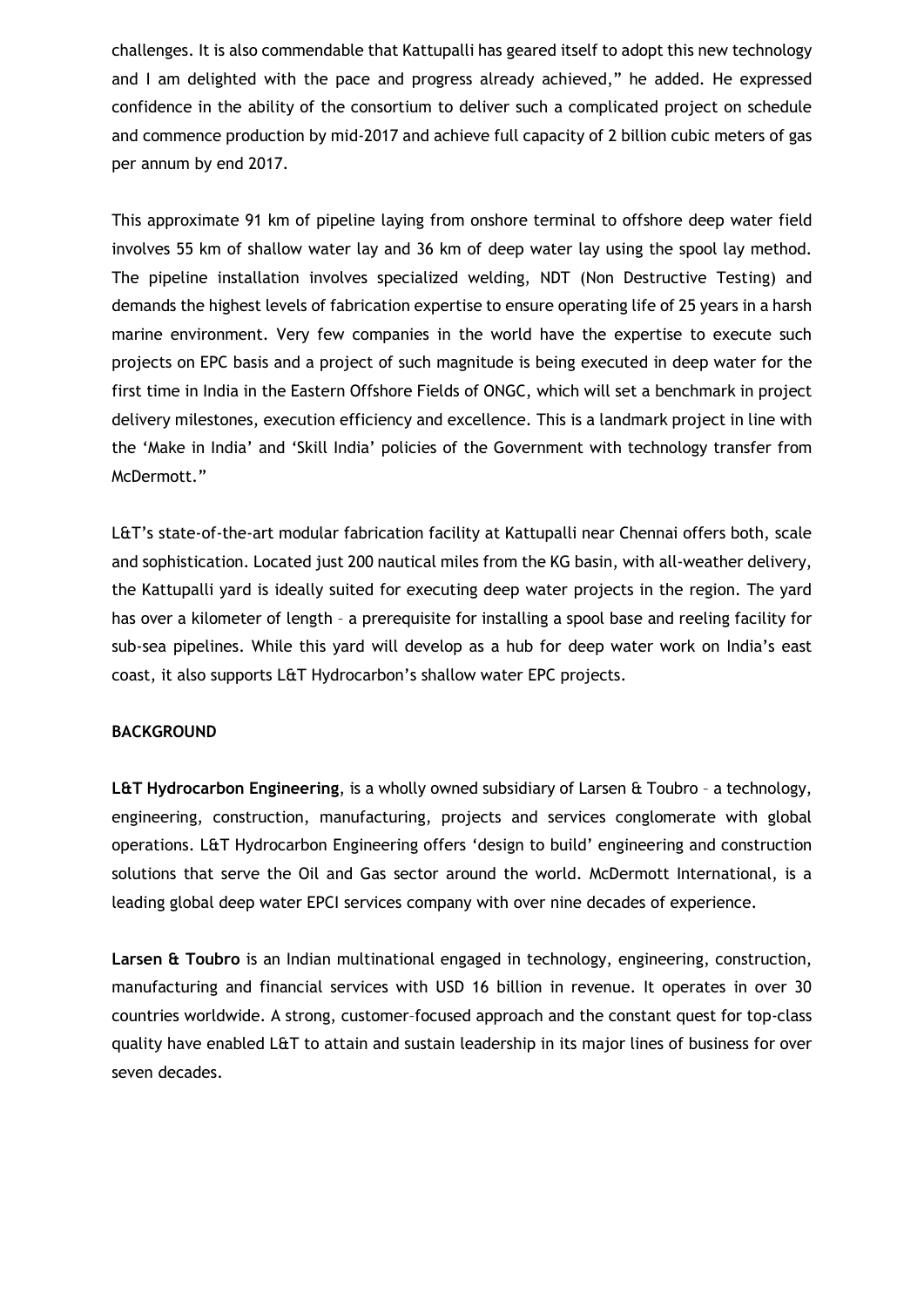challenges. It is also commendable that Kattupalli has geared itself to adopt this new technology and I am delighted with the pace and progress already achieved," he added. He expressed confidence in the ability of the consortium to deliver such a complicated project on schedule and commence production by mid-2017 and achieve full capacity of 2 billion cubic meters of gas per annum by end 2017.

This approximate 91 km of pipeline laying from onshore terminal to offshore deep water field involves 55 km of shallow water lay and 36 km of deep water lay using the spool lay method. The pipeline installation involves specialized welding, NDT (Non Destructive Testing) and demands the highest levels of fabrication expertise to ensure operating life of 25 years in a harsh marine environment. Very few companies in the world have the expertise to execute such projects on EPC basis and a project of such magnitude is being executed in deep water for the first time in India in the Eastern Offshore Fields of ONGC, which will set a benchmark in project delivery milestones, execution efficiency and excellence. This is a landmark project in line with the 'Make in India' and 'Skill India' policies of the Government with technology transfer from McDermott."

L&T's state-of-the-art modular fabrication facility at Kattupalli near Chennai offers both, scale and sophistication. Located just 200 nautical miles from the KG basin, with all-weather delivery, the Kattupalli yard is ideally suited for executing deep water projects in the region. The yard has over a kilometer of length – a prerequisite for installing a spool base and reeling facility for sub-sea pipelines. While this yard will develop as a hub for deep water work on India's east coast, it also supports L&T Hydrocarbon's shallow water EPC projects.

**BACKGROUND**

**L&T Hydrocarbon Engineering**, is a wholly owned subsidiary of Larsen & Toubro – a technology, engineering, construction, manufacturing, projects and services conglomerate with global operations. L&T Hydrocarbon Engineering offers 'design to build' engineering and construction solutions that serve the Oil and Gas sector around the world. McDermott International, is a leading global deep water EPCI services company with over nine decades of experience.

**Larsen & Toubro** is an Indian multinational engaged in technology, engineering, construction, manufacturing and financial services with USD 16 billion in revenue. It operates in over 30 countries worldwide. A strong, customer–focused approach and the constant quest for top-class quality have enabled L&T to attain and sustain leadership in its major lines of business for over seven decades.